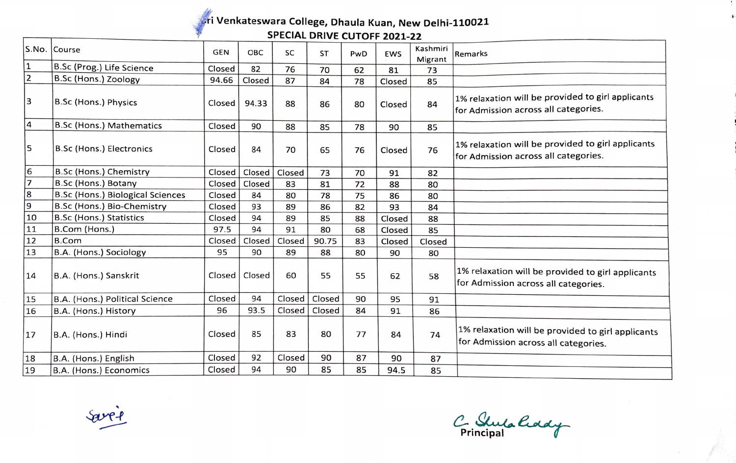# Sri Venkateswara College, Dhaula Kuan, New Delhi-110021

## SPECIAL DRIVE CUTOFF 2021-22

| S.No. | Course | GEN | OBC | SC | ST | PwD | EWS | Kashmiri Migrant | Remarks |
|---|---|---|---|---|---|---|---|---|---|
| 1 | B.Sc (Prog.) Life Science | Closed | 82 | 76 | 70 | 62 | 81 | 73 | |
| 2 | B.Sc (Hons.) Zoology | 94.66 | Closed | 87 | 84 | 78 | Closed | 85 | |
| 3 | B.Sc (Hons.) Physics | Closed | 94.33 | 88 | 86 | 80 | Closed | 84 | 1% relaxation will be provided to girl applicants for Admission across all categories. |
| 4 | B.Sc (Hons.) Mathematics | Closed | 90 | 88 | 85 | 78 | 90 | 85 | |
| 5 | B.Sc (Hons.) Electronics | Closed | 84 | 70 | 65 | 76 | Closed | 76 | 1% relaxation will be provided to girl applicants for Admission across all categories. |
| 6 | B.Sc (Hons.) Chemistry | Closed | Closed | Closed | 73 | 70 | 91 | 82 | |
| 7 | B.Sc (Hons.) Botany | Closed | Closed | 83 | 81 | 72 | 88 | 80 | |
| 8 | B.Sc (Hons.) Biological Sciences | Closed | 84 | 80 | 78 | 75 | 86 | 80 | |
| 9 | B.Sc (Hons.) Bio-Chemistry | Closed | 93 | 89 | 86 | 82 | 93 | 84 | |
| 10 | B.Sc (Hons.) Statistics | Closed | 94 | 89 | 85 | 88 | Closed | 88 | |
| 11 | B.Com (Hons.) | 97.5 | 94 | 91 | 80 | 68 | Closed | 85 | |
| 12 | B.Com | Closed | Closed | Closed | 90.75 | 83 | Closed | Closed | |
| 13 | B.A. (Hons.) Sociology | 95 | 90 | 89 | 88 | 80 | 90 | 80 | |
| 14 | B.A. (Hons.) Sanskrit | Closed | Closed | 60 | 55 | 55 | 62 | 58 | 1% relaxation will be provided to girl applicants for Admission across all categories. |
| 15 | B.A. (Hons.) Political Science | Closed | 94 | Closed | Closed | 90 | 95 | 91 | |
| 16 | B.A. (Hons.) History | 96 | 93.5 | Closed | Closed | 84 | 91 | 86 | |
| 17 | B.A. (Hons.) Hindi | Closed | 85 | 83 | 80 | 77 | 84 | 74 | 1% relaxation will be provided to girl applicants for Admission across all categories. |
| 18 | B.A. (Hons.) English | Closed | 92 | Closed | 90 | 87 | 90 | 87 | |
| 19 | B.A. (Hons.) Economics | Closed | 94 | 90 | 85 | 85 | 94.5 | 85 | |

Principal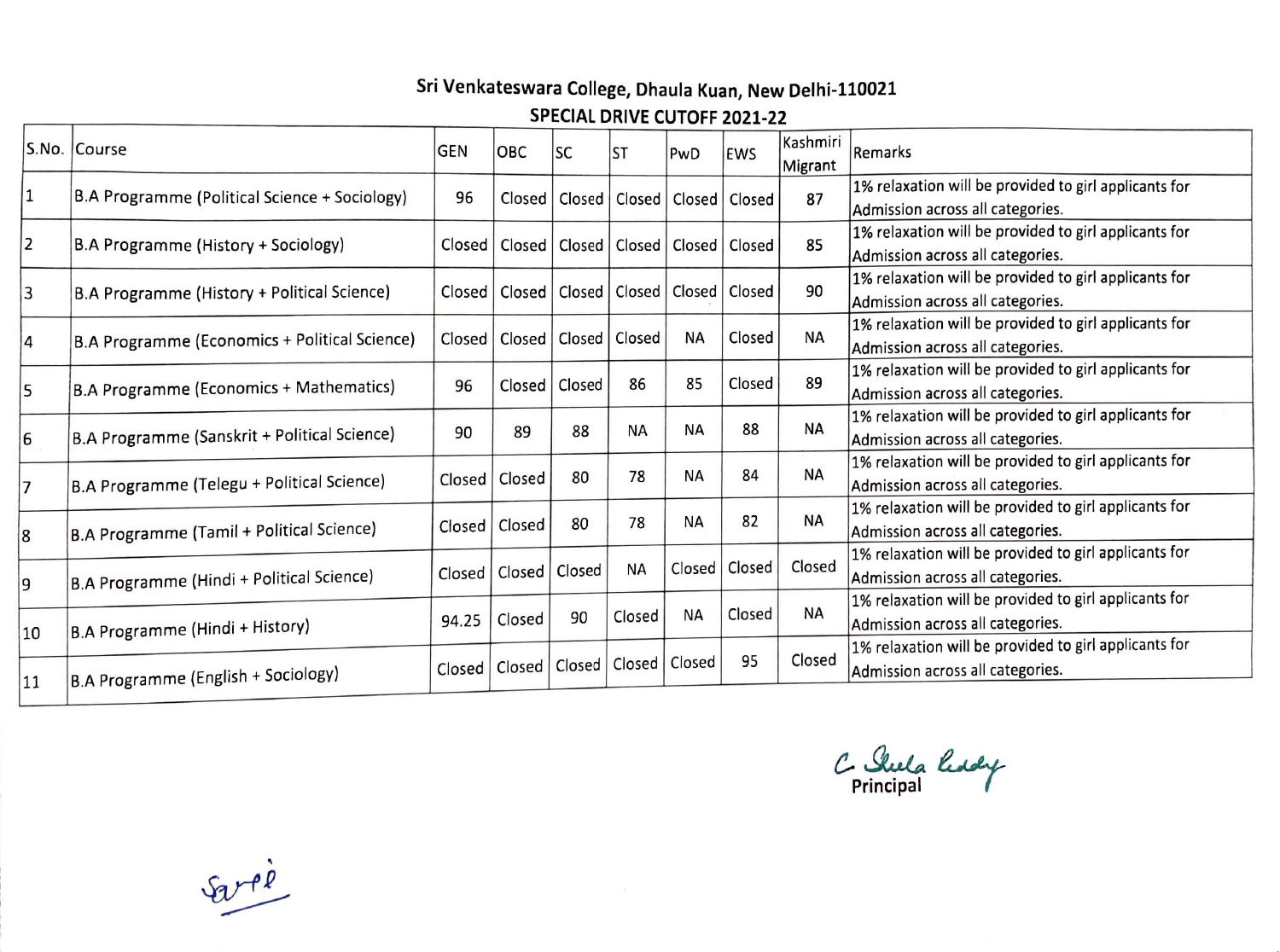## Sri Venkateswara College, Dhaula Kuan, New Delhi-110021

### SPECIAL DRIVE CUTOFF 2021-22

| S.No. | Course | GEN | OBC | SC | ST | PwD | EWS | Kashmiri Migrant | Remarks |
|---|---|---|---|---|---|---|---|---|---|
| 1 | B.A Programme (Political Science + Sociology) | 96 | Closed | Closed | Closed | Closed | Closed | 87 | 1% relaxation will be provided to girl applicants for Admission across all categories. |
| 2 | B.A Programme (History + Sociology) | Closed | Closed | Closed | Closed | Closed | Closed | 85 | 1% relaxation will be provided to girl applicants for Admission across all categories. |
| 3 | B.A Programme (History + Political Science) | Closed | Closed | Closed | Closed | Closed | Closed | 90 | 1% relaxation will be provided to girl applicants for Admission across all categories. |
| 4 | B.A Programme (Economics + Political Science) | Closed | Closed | Closed | Closed | NA | Closed | NA | 1% relaxation will be provided to girl applicants for Admission across all categories. |
| 5 | B.A Programme (Economics + Mathematics) | 96 | Closed | Closed | 86 | 85 | Closed | 89 | 1% relaxation will be provided to girl applicants for Admission across all categories. |
| 6 | B.A Programme (Sanskrit + Political Science) | 90 | 89 | 88 | NA | NA | 88 | NA | 1% relaxation will be provided to girl applicants for Admission across all categories. |
| 7 | B.A Programme (Telegu + Political Science) | Closed | Closed | 80 | 78 | NA | 84 | NA | 1% relaxation will be provided to girl applicants for Admission across all categories. |
| 8 | B.A Programme (Tamil + Political Science) | Closed | Closed | 80 | 78 | NA | 82 | NA | 1% relaxation will be provided to girl applicants for Admission across all categories. |
| 9 | B.A Programme (Hindi + Political Science) | Closed | Closed | Closed | NA | Closed | Closed | Closed | 1% relaxation will be provided to girl applicants for Admission across all categories. |
| 10 | B.A Programme (Hindi + History) | 94.25 | Closed | 90 | Closed | NA | Closed | NA | 1% relaxation will be provided to girl applicants for Admission across all categories. |
| 11 | B.A Programme (English + Sociology) | Closed | Closed | Closed | Closed | Closed | 95 | Closed | 1% relaxation will be provided to girl applicants for Admission across all categories. |

C. Sheela Reddy
Principal